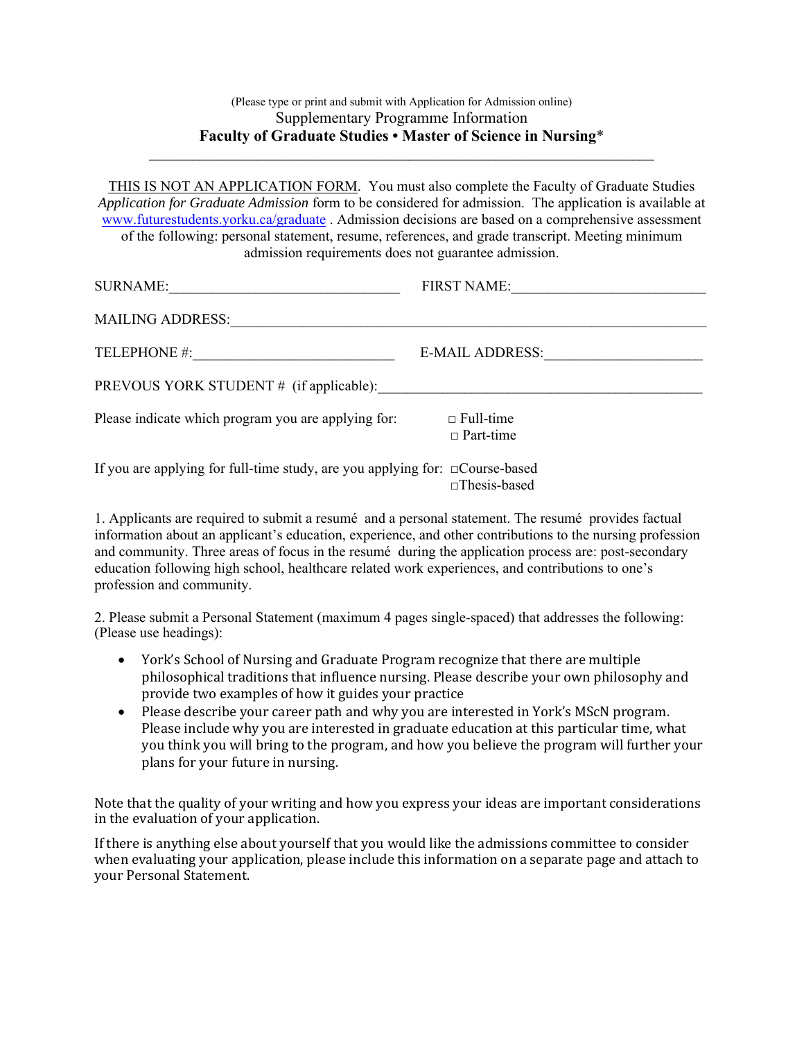(Please type or print and submit with Application for Admission online)

Supplementary Programme Information

**Faculty of Graduate Studies • Master of Science in Nursing***

---

THIS IS NOT AN APPLICATION FORM. You must also complete the Faculty of Graduate Studies *Application for Graduate Admission* form to be considered for admission. The application is available at [www.futurestudents.yorku.ca/graduate](www.futurestudents.yorku.ca/graduate) . Admission decisions are based on a comprehensive assessment of the following: personal statement, resume, references, and grade transcript. Meeting minimum admission requirements does not guarantee admission.

SURNAME:_______________________________ FIRST NAME:__________________________

MAILING ADDRESS:_________________________________________________________________

TELEPHONE #:___________________________ E-MAIL ADDRESS:_____________________

PREVOUS YORK STUDENT # (if applicable):____________________________________________

Please indicate which program you are applying for: □ Full-time □ Part-time

If you are applying for full-time study, are you applying for: □Course-based □Thesis-based

1. Applicants are required to submit a resumé and a personal statement. The resumé provides factual information about an applicant's education, experience, and other contributions to the nursing profession and community. Three areas of focus in the resumé during the application process are: post-secondary education following high school, healthcare related work experiences, and contributions to one's profession and community.

2. Please submit a Personal Statement (maximum 4 pages single-spaced) that addresses the following: (Please use headings):

- York's School of Nursing and Graduate Program recognize that there are multiple philosophical traditions that influence nursing. Please describe your own philosophy and provide two examples of how it guides your practice
- Please describe your career path and why you are interested in York's MScN program. Please include why you are interested in graduate education at this particular time, what you think you will bring to the program, and how you believe the program will further your plans for your future in nursing.

Note that the quality of your writing and how you express your ideas are important considerations in the evaluation of your application.

If there is anything else about yourself that you would like the admissions committee to consider when evaluating your application, please include this information on a separate page and attach to your Personal Statement.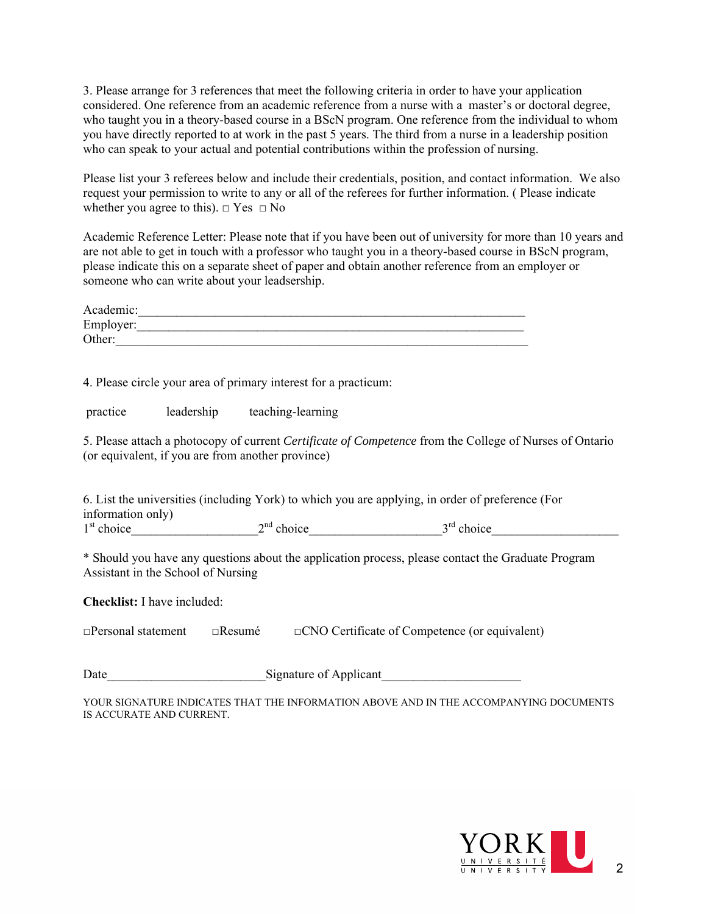3. Please arrange for 3 references that meet the following criteria in order to have your application considered. One reference from an academic reference from a nurse with a  master's or doctoral degree, who taught you in a theory-based course in a BScN program. One reference from the individual to whom you have directly reported to at work in the past 5 years. The third from a nurse in a leadership position who can speak to your actual and potential contributions within the profession of nursing.

Please list your 3 referees below and include their credentials, position, and contact information.  We also request your permission to write to any or all of the referees for further information. ( Please indicate whether you agree to this). □ Yes  □ No

Academic Reference Letter: Please note that if you have been out of university for more than 10 years and are not able to get in touch with a professor who taught you in a theory-based course in BScN program, please indicate this on a separate sheet of paper and obtain another reference from an employer or someone who can write about your leadsership.

Academic:_______________________________________________________________

Employer:_______________________________________________________________

Other:__________________________________________________________________

4. Please circle your area of primary interest for a practicum:

practice          leadership          teaching-learning

5. Please attach a photocopy of current *Certificate of Competence* from the College of Nurses of Ontario (or equivalent, if you are from another province)

6. List the universities (including York) to which you are applying, in order of preference (For information only)

1st choice___________________ 2nd choice____________________ 3rd choice___________________

\* Should you have any questions about the application process, please contact the Graduate Program Assistant in the School of Nursing

**Checklist:** I have included:

□Personal statement     □Resumé     □CNO Certificate of Competence (or equivalent)

Date________________________ Signature of Applicant_____________________

YOUR SIGNATURE INDICATES THAT THE INFORMATION ABOVE AND IN THE ACCOMPANYING DOCUMENTS IS ACCURATE AND CURRENT.